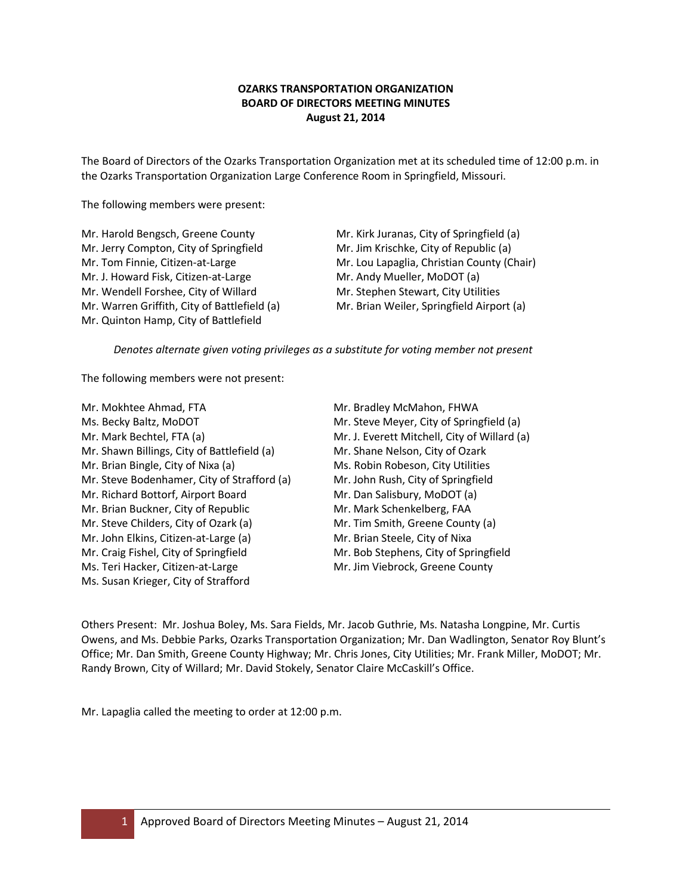**OZARKS TRANSPORTATION ORGANIZATION**
**BOARD OF DIRECTORS MEETING MINUTES**
**August 21, 2014**

The Board of Directors of the Ozarks Transportation Organization met at its scheduled time of 12:00 p.m. in the Ozarks Transportation Organization Large Conference Room in Springfield, Missouri.

The following members were present:

Mr. Harold Bengsch, Greene County
Mr. Jerry Compton, City of Springfield
Mr. Tom Finnie, Citizen-at-Large
Mr. J. Howard Fisk, Citizen-at-Large
Mr. Wendell Forshee, City of Willard
Mr. Warren Griffith, City of Battlefield (a)
Mr. Quinton Hamp, City of Battlefield
Mr. Kirk Juranas, City of Springfield (a)
Mr. Jim Krischke, City of Republic (a)
Mr. Lou Lapaglia, Christian County (Chair)
Mr. Andy Mueller, MoDOT (a)
Mr. Stephen Stewart, City Utilities
Mr. Brian Weiler, Springfield Airport (a)

*Denotes alternate given voting privileges as a substitute for voting member not present*

The following members were not present:

Mr. Mokhtee Ahmad, FTA
Ms. Becky Baltz, MoDOT
Mr. Mark Bechtel, FTA (a)
Mr. Shawn Billings, City of Battlefield (a)
Mr. Brian Bingle, City of Nixa (a)
Mr. Steve Bodenhamer, City of Strafford (a)
Mr. Richard Bottorf, Airport Board
Mr. Brian Buckner, City of Republic
Mr. Steve Childers, City of Ozark (a)
Mr. John Elkins, Citizen-at-Large (a)
Mr. Craig Fishel, City of Springfield
Ms. Teri Hacker, Citizen-at-Large
Ms. Susan Krieger, City of Strafford
Mr. Bradley McMahon, FHWA
Mr. Steve Meyer, City of Springfield (a)
Mr. J. Everett Mitchell, City of Willard (a)
Mr. Shane Nelson, City of Ozark
Ms. Robin Robeson, City Utilities
Mr. John Rush, City of Springfield
Mr. Dan Salisbury, MoDOT (a)
Mr. Mark Schenkelberg, FAA
Mr. Tim Smith, Greene County (a)
Mr. Brian Steele, City of Nixa
Mr. Bob Stephens, City of Springfield
Mr. Jim Viebrock, Greene County

Others Present: Mr. Joshua Boley, Ms. Sara Fields, Mr. Jacob Guthrie, Ms. Natasha Longpine, Mr. Curtis Owens, and Ms. Debbie Parks, Ozarks Transportation Organization; Mr. Dan Wadlington, Senator Roy Blunt's Office; Mr. Dan Smith, Greene County Highway; Mr. Chris Jones, City Utilities; Mr. Frank Miller, MoDOT; Mr. Randy Brown, City of Willard; Mr. David Stokely, Senator Claire McCaskill's Office.

Mr. Lapaglia called the meeting to order at 12:00 p.m.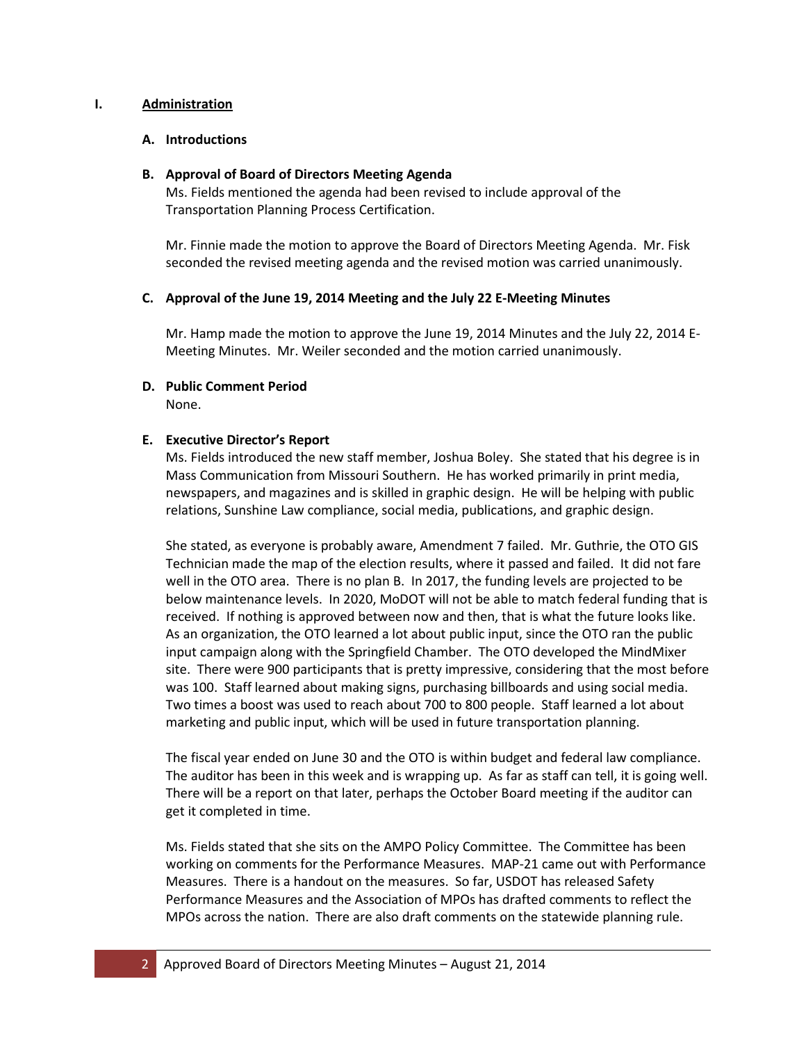## I. Administration

### A. Introductions

### B. Approval of Board of Directors Meeting Agenda

Ms. Fields mentioned the agenda had been revised to include approval of the Transportation Planning Process Certification.

Mr. Finnie made the motion to approve the Board of Directors Meeting Agenda. Mr. Fisk seconded the revised meeting agenda and the revised motion was carried unanimously.

### C. Approval of the June 19, 2014 Meeting and the July 22 E-Meeting Minutes

Mr. Hamp made the motion to approve the June 19, 2014 Minutes and the July 22, 2014 E-Meeting Minutes. Mr. Weiler seconded and the motion carried unanimously.

### D. Public Comment Period

None.

### E. Executive Director's Report

Ms. Fields introduced the new staff member, Joshua Boley. She stated that his degree is in Mass Communication from Missouri Southern. He has worked primarily in print media, newspapers, and magazines and is skilled in graphic design. He will be helping with public relations, Sunshine Law compliance, social media, publications, and graphic design.

She stated, as everyone is probably aware, Amendment 7 failed. Mr. Guthrie, the OTO GIS Technician made the map of the election results, where it passed and failed. It did not fare well in the OTO area. There is no plan B. In 2017, the funding levels are projected to be below maintenance levels. In 2020, MoDOT will not be able to match federal funding that is received. If nothing is approved between now and then, that is what the future looks like. As an organization, the OTO learned a lot about public input, since the OTO ran the public input campaign along with the Springfield Chamber. The OTO developed the MindMixer site. There were 900 participants that is pretty impressive, considering that the most before was 100. Staff learned about making signs, purchasing billboards and using social media. Two times a boost was used to reach about 700 to 800 people. Staff learned a lot about marketing and public input, which will be used in future transportation planning.

The fiscal year ended on June 30 and the OTO is within budget and federal law compliance. The auditor has been in this week and is wrapping up. As far as staff can tell, it is going well. There will be a report on that later, perhaps the October Board meeting if the auditor can get it completed in time.

Ms. Fields stated that she sits on the AMPO Policy Committee. The Committee has been working on comments for the Performance Measures. MAP-21 came out with Performance Measures. There is a handout on the measures. So far, USDOT has released Safety Performance Measures and the Association of MPOs has drafted comments to reflect the MPOs across the nation. There are also draft comments on the statewide planning rule.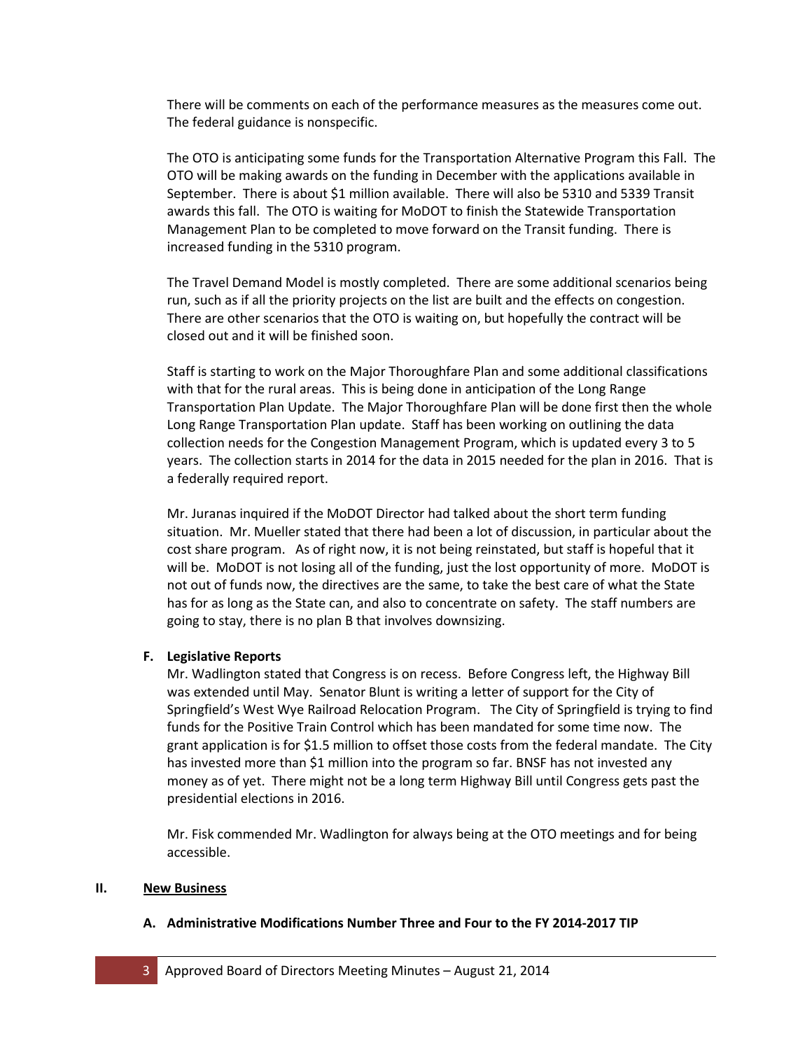There will be comments on each of the performance measures as the measures come out. The federal guidance is nonspecific.

The OTO is anticipating some funds for the Transportation Alternative Program this Fall. The OTO will be making awards on the funding in December with the applications available in September. There is about $1 million available. There will also be 5310 and 5339 Transit awards this fall. The OTO is waiting for MoDOT to finish the Statewide Transportation Management Plan to be completed to move forward on the Transit funding. There is increased funding in the 5310 program.

The Travel Demand Model is mostly completed. There are some additional scenarios being run, such as if all the priority projects on the list are built and the effects on congestion. There are other scenarios that the OTO is waiting on, but hopefully the contract will be closed out and it will be finished soon.

Staff is starting to work on the Major Thoroughfare Plan and some additional classifications with that for the rural areas. This is being done in anticipation of the Long Range Transportation Plan Update. The Major Thoroughfare Plan will be done first then the whole Long Range Transportation Plan update. Staff has been working on outlining the data collection needs for the Congestion Management Program, which is updated every 3 to 5 years. The collection starts in 2014 for the data in 2015 needed for the plan in 2016. That is a federally required report.

Mr. Juranas inquired if the MoDOT Director had talked about the short term funding situation. Mr. Mueller stated that there had been a lot of discussion, in particular about the cost share program. As of right now, it is not being reinstated, but staff is hopeful that it will be. MoDOT is not losing all of the funding, just the lost opportunity of more. MoDOT is not out of funds now, the directives are the same, to take the best care of what the State has for as long as the State can, and also to concentrate on safety. The staff numbers are going to stay, there is no plan B that involves downsizing.

**F. Legislative Reports**

Mr. Wadlington stated that Congress is on recess. Before Congress left, the Highway Bill was extended until May. Senator Blunt is writing a letter of support for the City of Springfield's West Wye Railroad Relocation Program. The City of Springfield is trying to find funds for the Positive Train Control which has been mandated for some time now. The grant application is for $1.5 million to offset those costs from the federal mandate. The City has invested more than $1 million into the program so far. BNSF has not invested any money as of yet. There might not be a long term Highway Bill until Congress gets past the presidential elections in 2016.

Mr. Fisk commended Mr. Wadlington for always being at the OTO meetings and for being accessible.

## II. <u>New Business</u>

**A. Administrative Modifications Number Three and Four to the FY 2014-2017 TIP**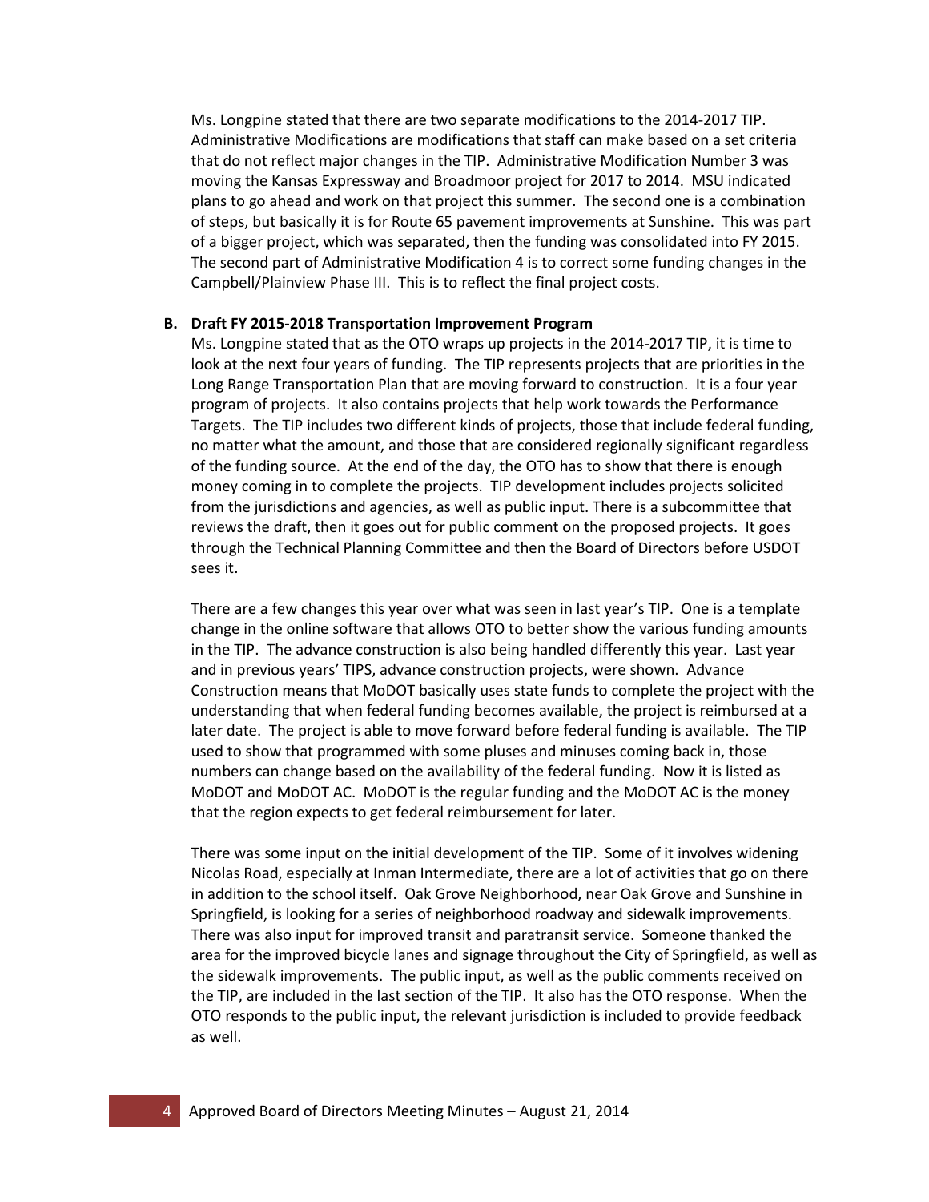Ms. Longpine stated that there are two separate modifications to the 2014-2017 TIP. Administrative Modifications are modifications that staff can make based on a set criteria that do not reflect major changes in the TIP. Administrative Modification Number 3 was moving the Kansas Expressway and Broadmoor project for 2017 to 2014. MSU indicated plans to go ahead and work on that project this summer. The second one is a combination of steps, but basically it is for Route 65 pavement improvements at Sunshine. This was part of a bigger project, which was separated, then the funding was consolidated into FY 2015. The second part of Administrative Modification 4 is to correct some funding changes in the Campbell/Plainview Phase III. This is to reflect the final project costs.

**B. Draft FY 2015-2018 Transportation Improvement Program**

Ms. Longpine stated that as the OTO wraps up projects in the 2014-2017 TIP, it is time to look at the next four years of funding. The TIP represents projects that are priorities in the Long Range Transportation Plan that are moving forward to construction. It is a four year program of projects. It also contains projects that help work towards the Performance Targets. The TIP includes two different kinds of projects, those that include federal funding, no matter what the amount, and those that are considered regionally significant regardless of the funding source. At the end of the day, the OTO has to show that there is enough money coming in to complete the projects. TIP development includes projects solicited from the jurisdictions and agencies, as well as public input. There is a subcommittee that reviews the draft, then it goes out for public comment on the proposed projects. It goes through the Technical Planning Committee and then the Board of Directors before USDOT sees it.

There are a few changes this year over what was seen in last year's TIP. One is a template change in the online software that allows OTO to better show the various funding amounts in the TIP. The advance construction is also being handled differently this year. Last year and in previous years' TIPS, advance construction projects, were shown. Advance Construction means that MoDOT basically uses state funds to complete the project with the understanding that when federal funding becomes available, the project is reimbursed at a later date. The project is able to move forward before federal funding is available. The TIP used to show that programmed with some pluses and minuses coming back in, those numbers can change based on the availability of the federal funding. Now it is listed as MoDOT and MoDOT AC. MoDOT is the regular funding and the MoDOT AC is the money that the region expects to get federal reimbursement for later.

There was some input on the initial development of the TIP. Some of it involves widening Nicolas Road, especially at Inman Intermediate, there are a lot of activities that go on there in addition to the school itself. Oak Grove Neighborhood, near Oak Grove and Sunshine in Springfield, is looking for a series of neighborhood roadway and sidewalk improvements. There was also input for improved transit and paratransit service. Someone thanked the area for the improved bicycle lanes and signage throughout the City of Springfield, as well as the sidewalk improvements. The public input, as well as the public comments received on the TIP, are included in the last section of the TIP. It also has the OTO response. When the OTO responds to the public input, the relevant jurisdiction is included to provide feedback as well.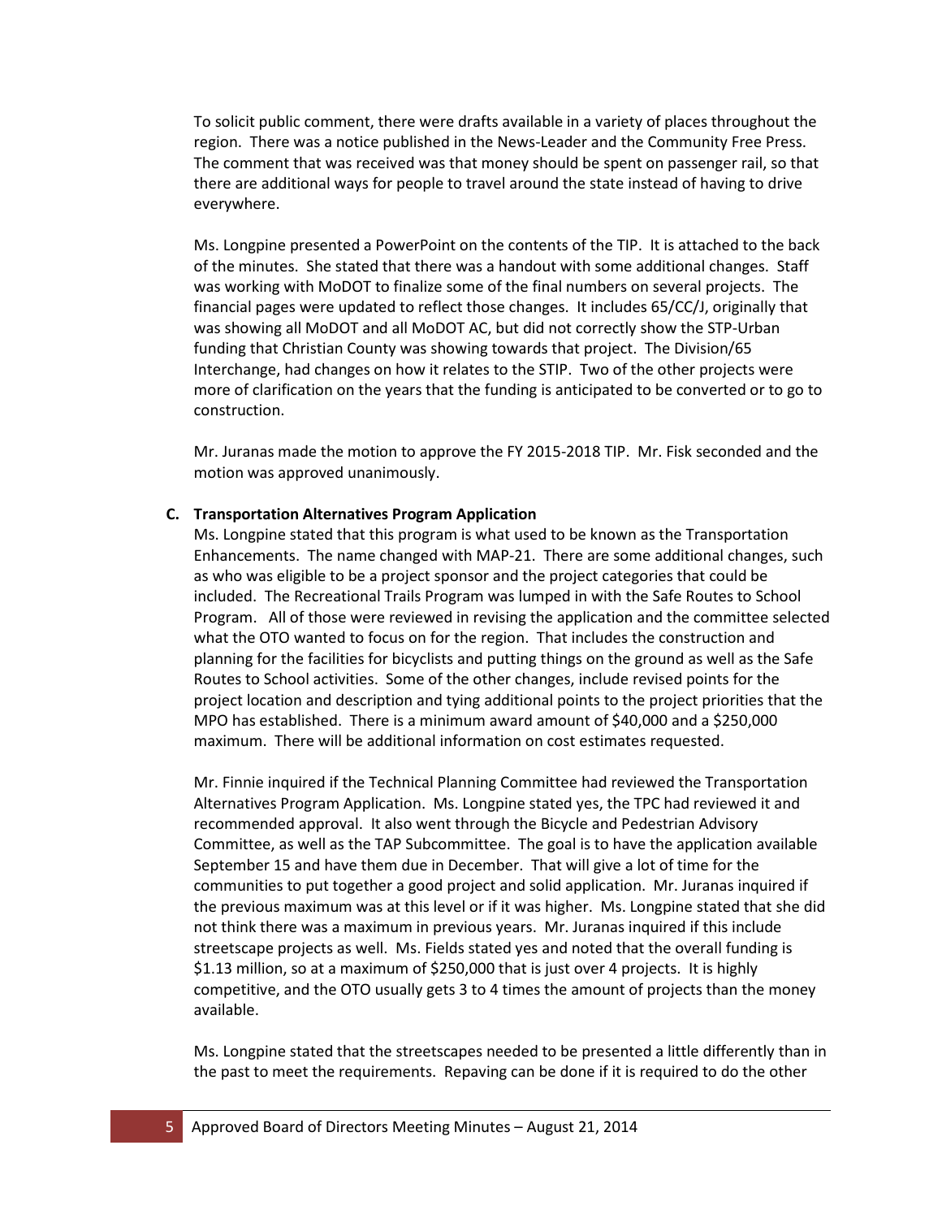To solicit public comment, there were drafts available in a variety of places throughout the region. There was a notice published in the News-Leader and the Community Free Press. The comment that was received was that money should be spent on passenger rail, so that there are additional ways for people to travel around the state instead of having to drive everywhere.

Ms. Longpine presented a PowerPoint on the contents of the TIP. It is attached to the back of the minutes. She stated that there was a handout with some additional changes. Staff was working with MoDOT to finalize some of the final numbers on several projects. The financial pages were updated to reflect those changes. It includes 65/CC/J, originally that was showing all MoDOT and all MoDOT AC, but did not correctly show the STP-Urban funding that Christian County was showing towards that project. The Division/65 Interchange, had changes on how it relates to the STIP. Two of the other projects were more of clarification on the years that the funding is anticipated to be converted or to go to construction.

Mr. Juranas made the motion to approve the FY 2015-2018 TIP. Mr. Fisk seconded and the motion was approved unanimously.

**C. Transportation Alternatives Program Application**

Ms. Longpine stated that this program is what used to be known as the Transportation Enhancements. The name changed with MAP-21. There are some additional changes, such as who was eligible to be a project sponsor and the project categories that could be included. The Recreational Trails Program was lumped in with the Safe Routes to School Program. All of those were reviewed in revising the application and the committee selected what the OTO wanted to focus on for the region. That includes the construction and planning for the facilities for bicyclists and putting things on the ground as well as the Safe Routes to School activities. Some of the other changes, include revised points for the project location and description and tying additional points to the project priorities that the MPO has established. There is a minimum award amount of $40,000 and a $250,000 maximum. There will be additional information on cost estimates requested.

Mr. Finnie inquired if the Technical Planning Committee had reviewed the Transportation Alternatives Program Application. Ms. Longpine stated yes, the TPC had reviewed it and recommended approval. It also went through the Bicycle and Pedestrian Advisory Committee, as well as the TAP Subcommittee. The goal is to have the application available September 15 and have them due in December. That will give a lot of time for the communities to put together a good project and solid application. Mr. Juranas inquired if the previous maximum was at this level or if it was higher. Ms. Longpine stated that she did not think there was a maximum in previous years. Mr. Juranas inquired if this include streetscape projects as well. Ms. Fields stated yes and noted that the overall funding is $1.13 million, so at a maximum of $250,000 that is just over 4 projects. It is highly competitive, and the OTO usually gets 3 to 4 times the amount of projects than the money available.

Ms. Longpine stated that the streetscapes needed to be presented a little differently than in the past to meet the requirements. Repaving can be done if it is required to do the other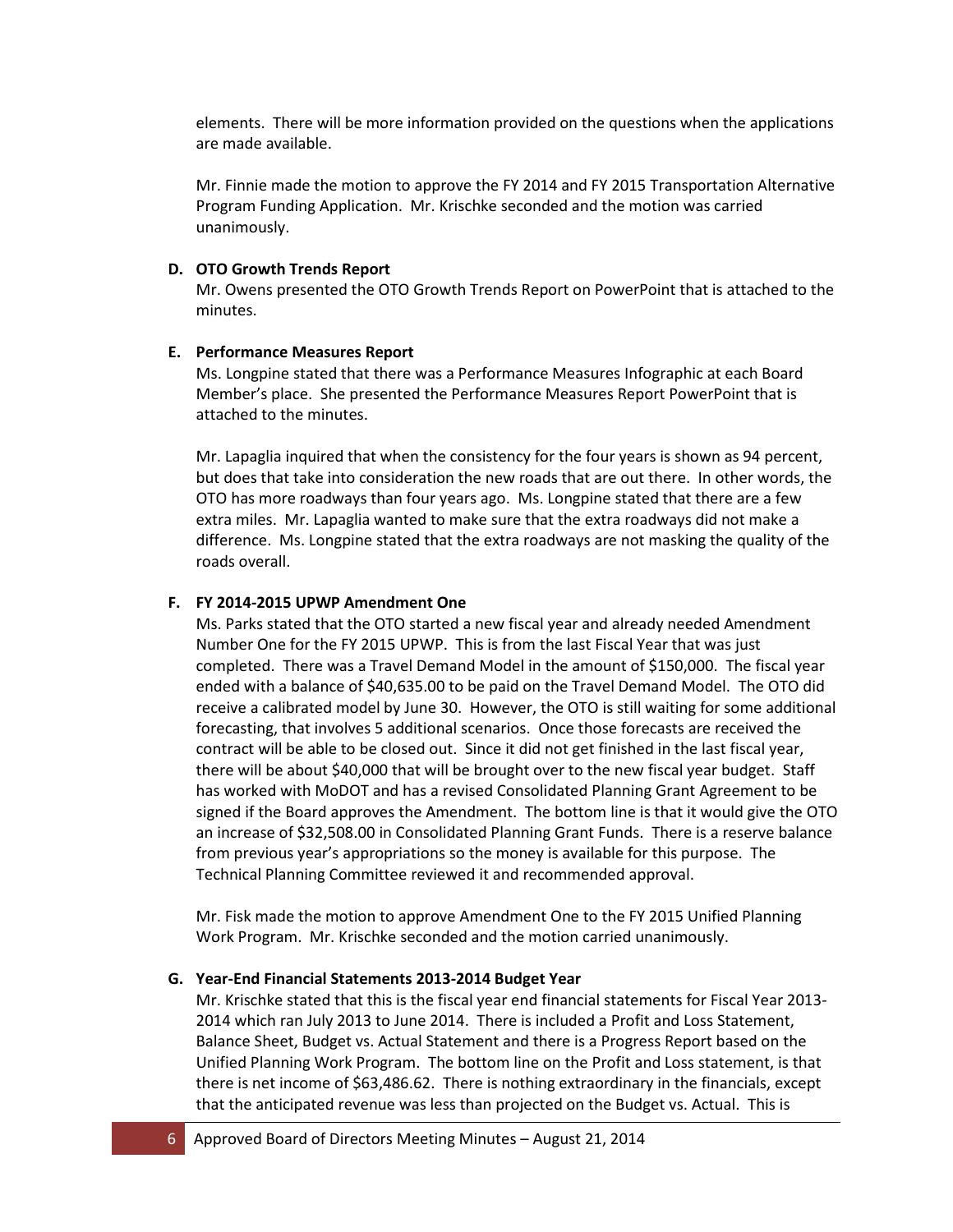elements. There will be more information provided on the questions when the applications are made available.

Mr. Finnie made the motion to approve the FY 2014 and FY 2015 Transportation Alternative Program Funding Application. Mr. Krischke seconded and the motion was carried unanimously.

**D. OTO Growth Trends Report**

Mr. Owens presented the OTO Growth Trends Report on PowerPoint that is attached to the minutes.

**E. Performance Measures Report**

Ms. Longpine stated that there was a Performance Measures Infographic at each Board Member's place. She presented the Performance Measures Report PowerPoint that is attached to the minutes.

Mr. Lapaglia inquired that when the consistency for the four years is shown as 94 percent, but does that take into consideration the new roads that are out there. In other words, the OTO has more roadways than four years ago. Ms. Longpine stated that there are a few extra miles. Mr. Lapaglia wanted to make sure that the extra roadways did not make a difference. Ms. Longpine stated that the extra roadways are not masking the quality of the roads overall.

**F. FY 2014-2015 UPWP Amendment One**

Ms. Parks stated that the OTO started a new fiscal year and already needed Amendment Number One for the FY 2015 UPWP. This is from the last Fiscal Year that was just completed. There was a Travel Demand Model in the amount of $150,000. The fiscal year ended with a balance of $40,635.00 to be paid on the Travel Demand Model. The OTO did receive a calibrated model by June 30. However, the OTO is still waiting for some additional forecasting, that involves 5 additional scenarios. Once those forecasts are received the contract will be able to be closed out. Since it did not get finished in the last fiscal year, there will be about $40,000 that will be brought over to the new fiscal year budget. Staff has worked with MoDOT and has a revised Consolidated Planning Grant Agreement to be signed if the Board approves the Amendment. The bottom line is that it would give the OTO an increase of $32,508.00 in Consolidated Planning Grant Funds. There is a reserve balance from previous year's appropriations so the money is available for this purpose. The Technical Planning Committee reviewed it and recommended approval.

Mr. Fisk made the motion to approve Amendment One to the FY 2015 Unified Planning Work Program. Mr. Krischke seconded and the motion carried unanimously.

**G. Year-End Financial Statements 2013-2014 Budget Year**

Mr. Krischke stated that this is the fiscal year end financial statements for Fiscal Year 2013-2014 which ran July 2013 to June 2014. There is included a Profit and Loss Statement, Balance Sheet, Budget vs. Actual Statement and there is a Progress Report based on the Unified Planning Work Program. The bottom line on the Profit and Loss statement, is that there is net income of $63,486.62. There is nothing extraordinary in the financials, except that the anticipated revenue was less than projected on the Budget vs. Actual. This is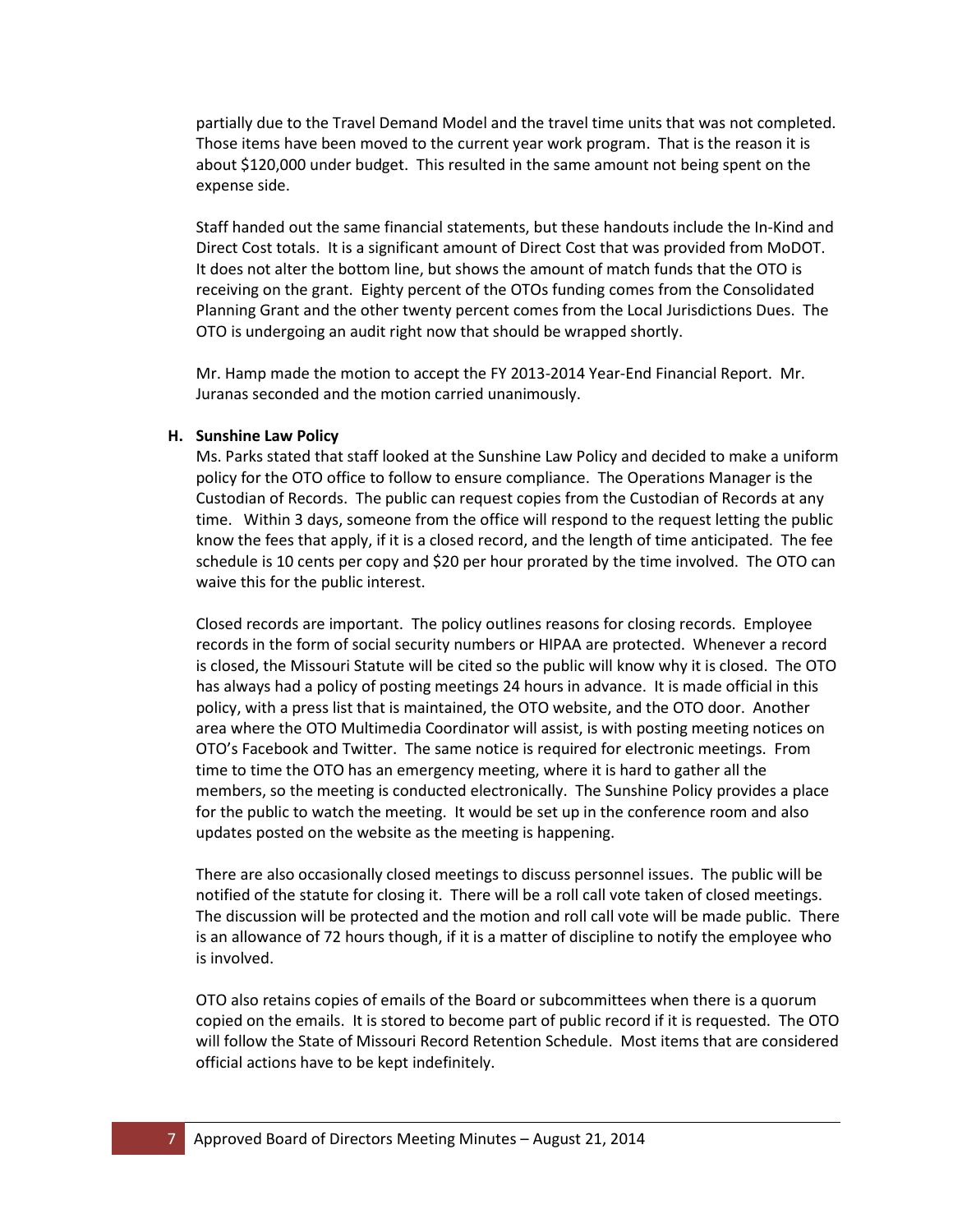partially due to the Travel Demand Model and the travel time units that was not completed. Those items have been moved to the current year work program. That is the reason it is about $120,000 under budget. This resulted in the same amount not being spent on the expense side.

Staff handed out the same financial statements, but these handouts include the In-Kind and Direct Cost totals. It is a significant amount of Direct Cost that was provided from MoDOT. It does not alter the bottom line, but shows the amount of match funds that the OTO is receiving on the grant. Eighty percent of the OTOs funding comes from the Consolidated Planning Grant and the other twenty percent comes from the Local Jurisdictions Dues. The OTO is undergoing an audit right now that should be wrapped shortly.

Mr. Hamp made the motion to accept the FY 2013-2014 Year-End Financial Report. Mr. Juranas seconded and the motion carried unanimously.

**H. Sunshine Law Policy**

Ms. Parks stated that staff looked at the Sunshine Law Policy and decided to make a uniform policy for the OTO office to follow to ensure compliance. The Operations Manager is the Custodian of Records. The public can request copies from the Custodian of Records at any time. Within 3 days, someone from the office will respond to the request letting the public know the fees that apply, if it is a closed record, and the length of time anticipated. The fee schedule is 10 cents per copy and $20 per hour prorated by the time involved. The OTO can waive this for the public interest.

Closed records are important. The policy outlines reasons for closing records. Employee records in the form of social security numbers or HIPAA are protected. Whenever a record is closed, the Missouri Statute will be cited so the public will know why it is closed. The OTO has always had a policy of posting meetings 24 hours in advance. It is made official in this policy, with a press list that is maintained, the OTO website, and the OTO door. Another area where the OTO Multimedia Coordinator will assist, is with posting meeting notices on OTO's Facebook and Twitter. The same notice is required for electronic meetings. From time to time the OTO has an emergency meeting, where it is hard to gather all the members, so the meeting is conducted electronically. The Sunshine Policy provides a place for the public to watch the meeting. It would be set up in the conference room and also updates posted on the website as the meeting is happening.

There are also occasionally closed meetings to discuss personnel issues. The public will be notified of the statute for closing it. There will be a roll call vote taken of closed meetings. The discussion will be protected and the motion and roll call vote will be made public. There is an allowance of 72 hours though, if it is a matter of discipline to notify the employee who is involved.

OTO also retains copies of emails of the Board or subcommittees when there is a quorum copied on the emails. It is stored to become part of public record if it is requested. The OTO will follow the State of Missouri Record Retention Schedule. Most items that are considered official actions have to be kept indefinitely.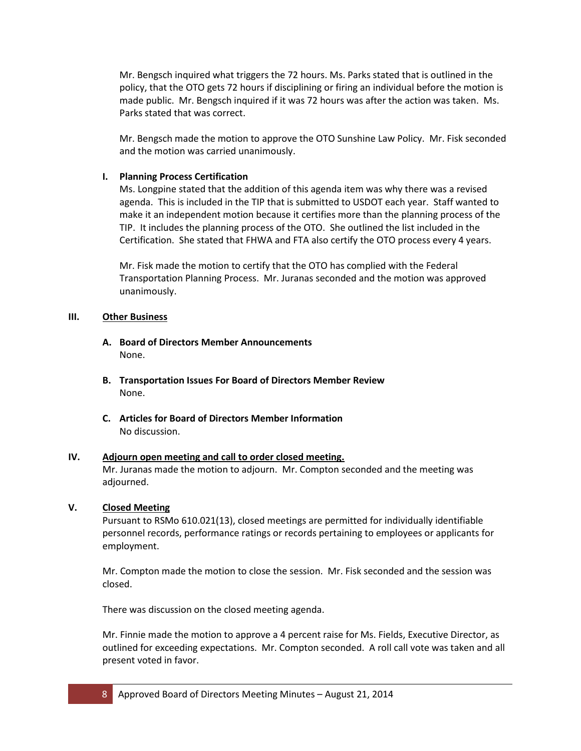Mr. Bengsch inquired what triggers the 72 hours. Ms. Parks stated that is outlined in the policy, that the OTO gets 72 hours if disciplining or firing an individual before the motion is made public. Mr. Bengsch inquired if it was 72 hours was after the action was taken. Ms. Parks stated that was correct.

Mr. Bengsch made the motion to approve the OTO Sunshine Law Policy. Mr. Fisk seconded and the motion was carried unanimously.

**I. Planning Process Certification**

Ms. Longpine stated that the addition of this agenda item was why there was a revised agenda. This is included in the TIP that is submitted to USDOT each year. Staff wanted to make it an independent motion because it certifies more than the planning process of the TIP. It includes the planning process of the OTO. She outlined the list included in the Certification. She stated that FHWA and FTA also certify the OTO process every 4 years.

Mr. Fisk made the motion to certify that the OTO has complied with the Federal Transportation Planning Process. Mr. Juranas seconded and the motion was approved unanimously.

## III. Other Business

**A. Board of Directors Member Announcements**

None.

**B. Transportation Issues For Board of Directors Member Review**

None.

**C. Articles for Board of Directors Member Information**

No discussion.

## IV. Adjourn open meeting and call to order closed meeting.

Mr. Juranas made the motion to adjourn. Mr. Compton seconded and the meeting was adjourned.

## V. Closed Meeting

Pursuant to RSMo 610.021(13), closed meetings are permitted for individually identifiable personnel records, performance ratings or records pertaining to employees or applicants for employment.

Mr. Compton made the motion to close the session. Mr. Fisk seconded and the session was closed.

There was discussion on the closed meeting agenda.

Mr. Finnie made the motion to approve a 4 percent raise for Ms. Fields, Executive Director, as outlined for exceeding expectations. Mr. Compton seconded. A roll call vote was taken and all present voted in favor.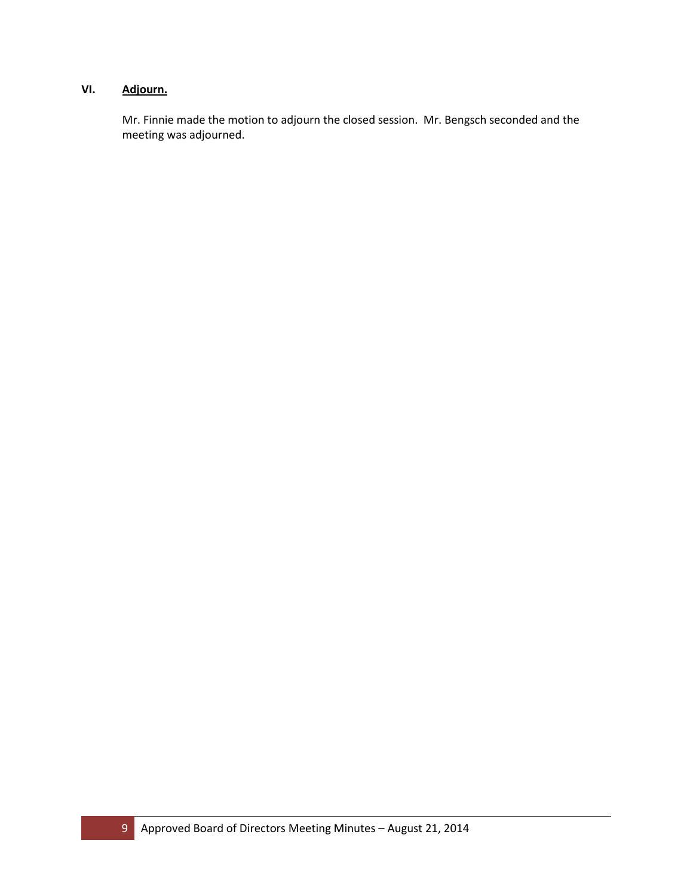## VI. Adjourn.

Mr. Finnie made the motion to adjourn the closed session. Mr. Bengsch seconded and the meeting was adjourned.